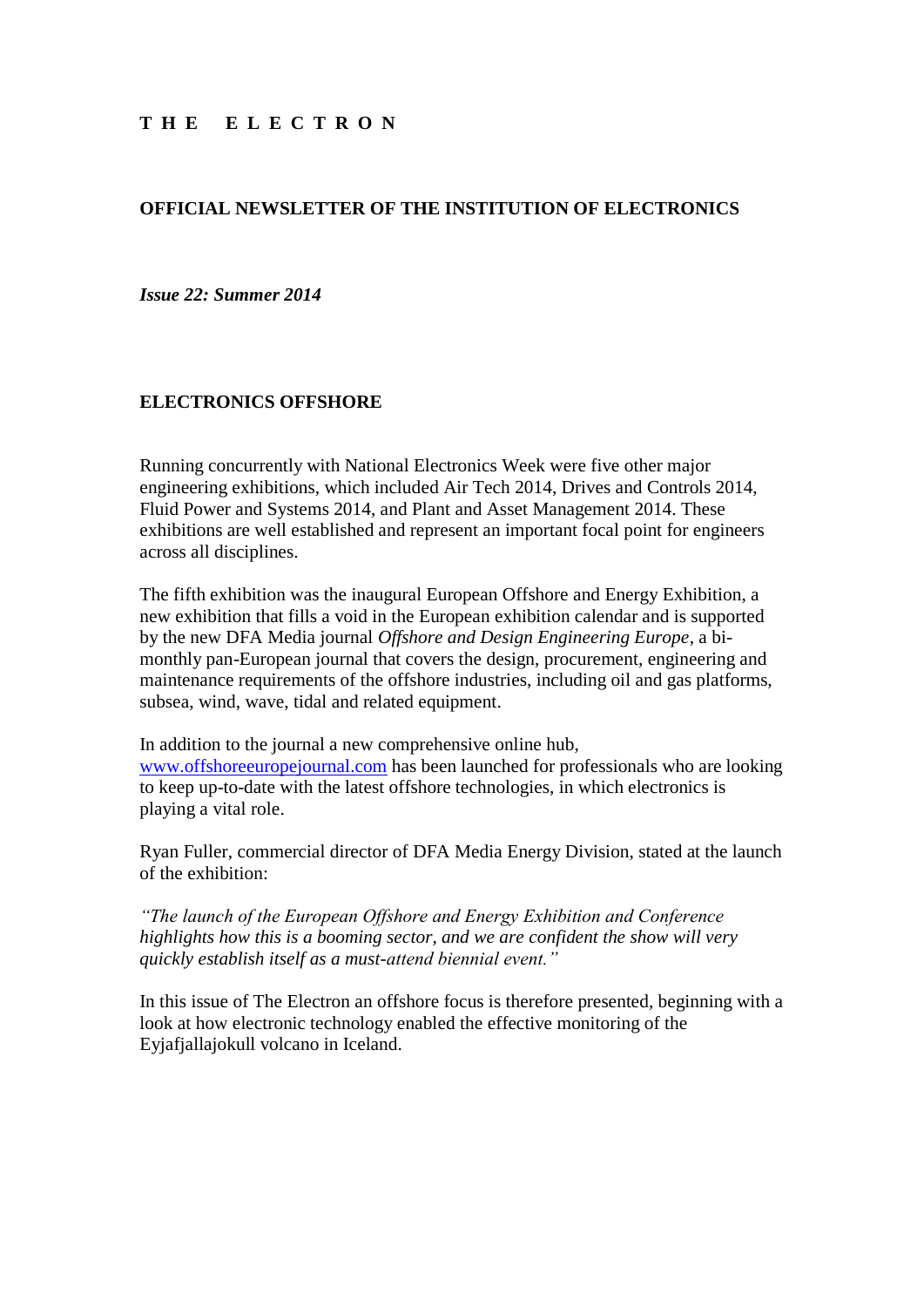**T H E   E L E C T R O N**

**OFFICIAL NEWSLETTER OF THE INSTITUTION OF ELECTRONICS**

***Issue 22: Summer 2014***

## ELECTRONICS OFFSHORE

Running concurrently with National Electronics Week were five other major engineering exhibitions, which included Air Tech 2014, Drives and Controls 2014, Fluid Power and Systems 2014, and Plant and Asset Management 2014. These exhibitions are well established and represent an important focal point for engineers across all disciplines.

The fifth exhibition was the inaugural European Offshore and Energy Exhibition, a new exhibition that fills a void in the European exhibition calendar and is supported by the new DFA Media journal *Offshore and Design Engineering Europe*, a bi-monthly pan-European journal that covers the design, procurement, engineering and maintenance requirements of the offshore industries, including oil and gas platforms, subsea, wind, wave, tidal and related equipment.

In addition to the journal a new comprehensive online hub, [www.offshoreeuropejournal.com](http://www.offshoreeuropejournal.com) has been launched for professionals who are looking to keep up-to-date with the latest offshore technologies, in which electronics is playing a vital role.

Ryan Fuller, commercial director of DFA Media Energy Division, stated at the launch of the exhibition:

*"The launch of the European Offshore and Energy Exhibition and Conference highlights how this is a booming sector, and we are confident the show will very quickly establish itself as a must-attend biennial event."*

In this issue of The Electron an offshore focus is therefore presented, beginning with a look at how electronic technology enabled the effective monitoring of the Eyjafjallajokull volcano in Iceland.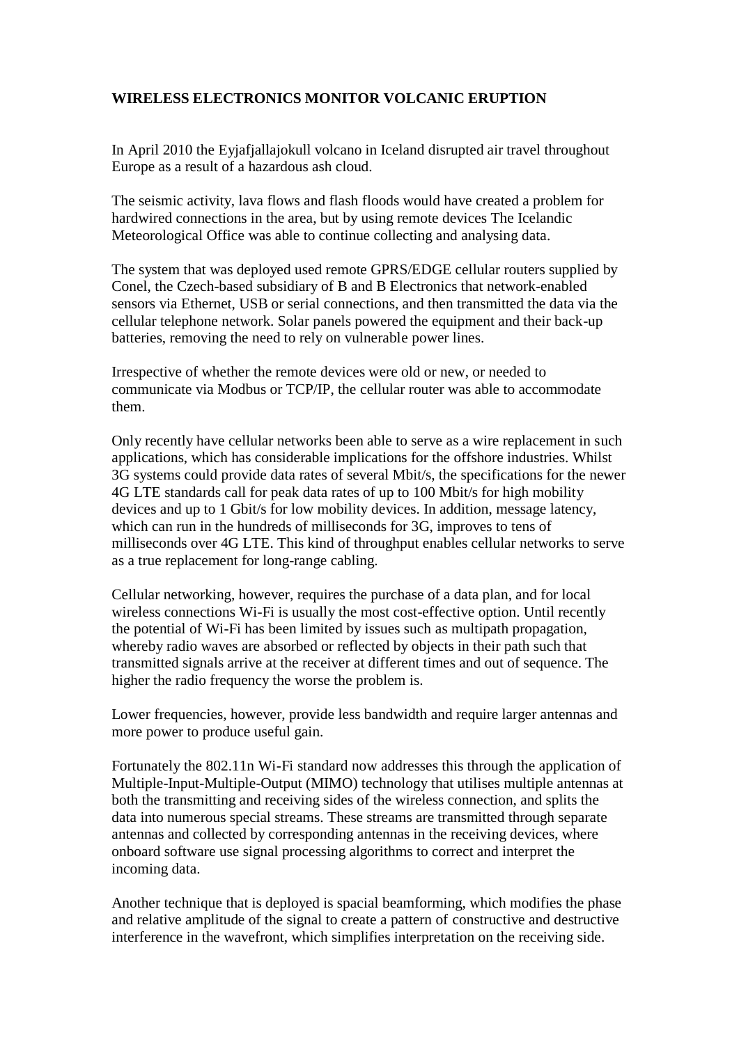## WIRELESS ELECTRONICS MONITOR VOLCANIC ERUPTION

In April 2010 the Eyjafjallajokull volcano in Iceland disrupted air travel throughout Europe as a result of a hazardous ash cloud.

The seismic activity, lava flows and flash floods would have created a problem for hardwired connections in the area, but by using remote devices The Icelandic Meteorological Office was able to continue collecting and analysing data.

The system that was deployed used remote GPRS/EDGE cellular routers supplied by Conel, the Czech-based subsidiary of B and B Electronics that network-enabled sensors via Ethernet, USB or serial connections, and then transmitted the data via the cellular telephone network. Solar panels powered the equipment and their back-up batteries, removing the need to rely on vulnerable power lines.

Irrespective of whether the remote devices were old or new, or needed to communicate via Modbus or TCP/IP, the cellular router was able to accommodate them.

Only recently have cellular networks been able to serve as a wire replacement in such applications, which has considerable implications for the offshore industries. Whilst 3G systems could provide data rates of several Mbit/s, the specifications for the newer 4G LTE standards call for peak data rates of up to 100 Mbit/s for high mobility devices and up to 1 Gbit/s for low mobility devices. In addition, message latency, which can run in the hundreds of milliseconds for 3G, improves to tens of milliseconds over 4G LTE. This kind of throughput enables cellular networks to serve as a true replacement for long-range cabling.

Cellular networking, however, requires the purchase of a data plan, and for local wireless connections Wi-Fi is usually the most cost-effective option. Until recently the potential of Wi-Fi has been limited by issues such as multipath propagation, whereby radio waves are absorbed or reflected by objects in their path such that transmitted signals arrive at the receiver at different times and out of sequence. The higher the radio frequency the worse the problem is.

Lower frequencies, however, provide less bandwidth and require larger antennas and more power to produce useful gain.

Fortunately the 802.11n Wi-Fi standard now addresses this through the application of Multiple-Input-Multiple-Output (MIMO) technology that utilises multiple antennas at both the transmitting and receiving sides of the wireless connection, and splits the data into numerous special streams. These streams are transmitted through separate antennas and collected by corresponding antennas in the receiving devices, where onboard software use signal processing algorithms to correct and interpret the incoming data.

Another technique that is deployed is spacial beamforming, which modifies the phase and relative amplitude of the signal to create a pattern of constructive and destructive interference in the wavefront, which simplifies interpretation on the receiving side.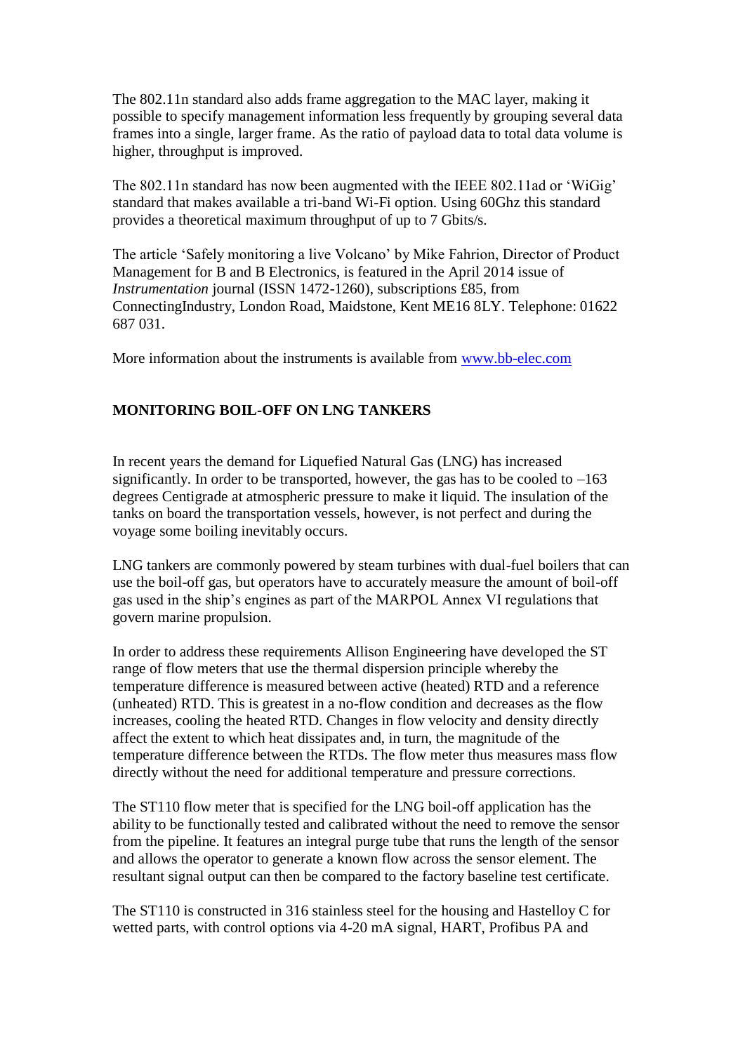The 802.11n standard also adds frame aggregation to the MAC layer, making it possible to specify management information less frequently by grouping several data frames into a single, larger frame. As the ratio of payload data to total data volume is higher, throughput is improved.

The 802.11n standard has now been augmented with the IEEE 802.11ad or 'WiGig' standard that makes available a tri-band Wi-Fi option. Using 60Ghz this standard provides a theoretical maximum throughput of up to 7 Gbits/s.

The article 'Safely monitoring a live Volcano' by Mike Fahrion, Director of Product Management for B and B Electronics, is featured in the April 2014 issue of *Instrumentation* journal (ISSN 1472-1260), subscriptions £85, from ConnectingIndustry, London Road, Maidstone, Kent ME16 8LY. Telephone: 01622 687 031.

More information about the instruments is available from [www.bb-elec.com](http://www.bb-elec.com)

## MONITORING BOIL-OFF ON LNG TANKERS

In recent years the demand for Liquefied Natural Gas (LNG) has increased significantly. In order to be transported, however, the gas has to be cooled to –163 degrees Centigrade at atmospheric pressure to make it liquid. The insulation of the tanks on board the transportation vessels, however, is not perfect and during the voyage some boiling inevitably occurs.

LNG tankers are commonly powered by steam turbines with dual-fuel boilers that can use the boil-off gas, but operators have to accurately measure the amount of boil-off gas used in the ship's engines as part of the MARPOL Annex VI regulations that govern marine propulsion.

In order to address these requirements Allison Engineering have developed the ST range of flow meters that use the thermal dispersion principle whereby the temperature difference is measured between active (heated) RTD and a reference (unheated) RTD. This is greatest in a no-flow condition and decreases as the flow increases, cooling the heated RTD. Changes in flow velocity and density directly affect the extent to which heat dissipates and, in turn, the magnitude of the temperature difference between the RTDs. The flow meter thus measures mass flow directly without the need for additional temperature and pressure corrections.

The ST110 flow meter that is specified for the LNG boil-off application has the ability to be functionally tested and calibrated without the need to remove the sensor from the pipeline. It features an integral purge tube that runs the length of the sensor and allows the operator to generate a known flow across the sensor element. The resultant signal output can then be compared to the factory baseline test certificate.

The ST110 is constructed in 316 stainless steel for the housing and Hastelloy C for wetted parts, with control options via 4-20 mA signal, HART, Profibus PA and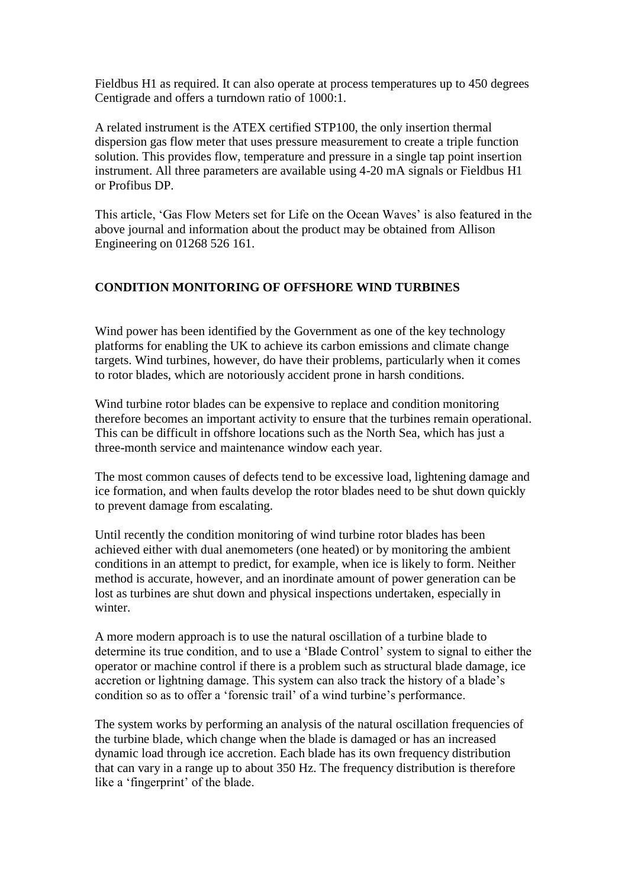Fieldbus H1 as required. It can also operate at process temperatures up to 450 degrees Centigrade and offers a turndown ratio of 1000:1.

A related instrument is the ATEX certified STP100, the only insertion thermal dispersion gas flow meter that uses pressure measurement to create a triple function solution. This provides flow, temperature and pressure in a single tap point insertion instrument. All three parameters are available using 4-20 mA signals or Fieldbus H1 or Profibus DP.

This article, 'Gas Flow Meters set for Life on the Ocean Waves' is also featured in the above journal and information about the product may be obtained from Allison Engineering on 01268 526 161.

## CONDITION MONITORING OF OFFSHORE WIND TURBINES

Wind power has been identified by the Government as one of the key technology platforms for enabling the UK to achieve its carbon emissions and climate change targets. Wind turbines, however, do have their problems, particularly when it comes to rotor blades, which are notoriously accident prone in harsh conditions.

Wind turbine rotor blades can be expensive to replace and condition monitoring therefore becomes an important activity to ensure that the turbines remain operational. This can be difficult in offshore locations such as the North Sea, which has just a three-month service and maintenance window each year.

The most common causes of defects tend to be excessive load, lightening damage and ice formation, and when faults develop the rotor blades need to be shut down quickly to prevent damage from escalating.

Until recently the condition monitoring of wind turbine rotor blades has been achieved either with dual anemometers (one heated) or by monitoring the ambient conditions in an attempt to predict, for example, when ice is likely to form. Neither method is accurate, however, and an inordinate amount of power generation can be lost as turbines are shut down and physical inspections undertaken, especially in winter.

A more modern approach is to use the natural oscillation of a turbine blade to determine its true condition, and to use a 'Blade Control' system to signal to either the operator or machine control if there is a problem such as structural blade damage, ice accretion or lightning damage. This system can also track the history of a blade's condition so as to offer a 'forensic trail' of a wind turbine's performance.

The system works by performing an analysis of the natural oscillation frequencies of the turbine blade, which change when the blade is damaged or has an increased dynamic load through ice accretion. Each blade has its own frequency distribution that can vary in a range up to about 350 Hz. The frequency distribution is therefore like a 'fingerprint' of the blade.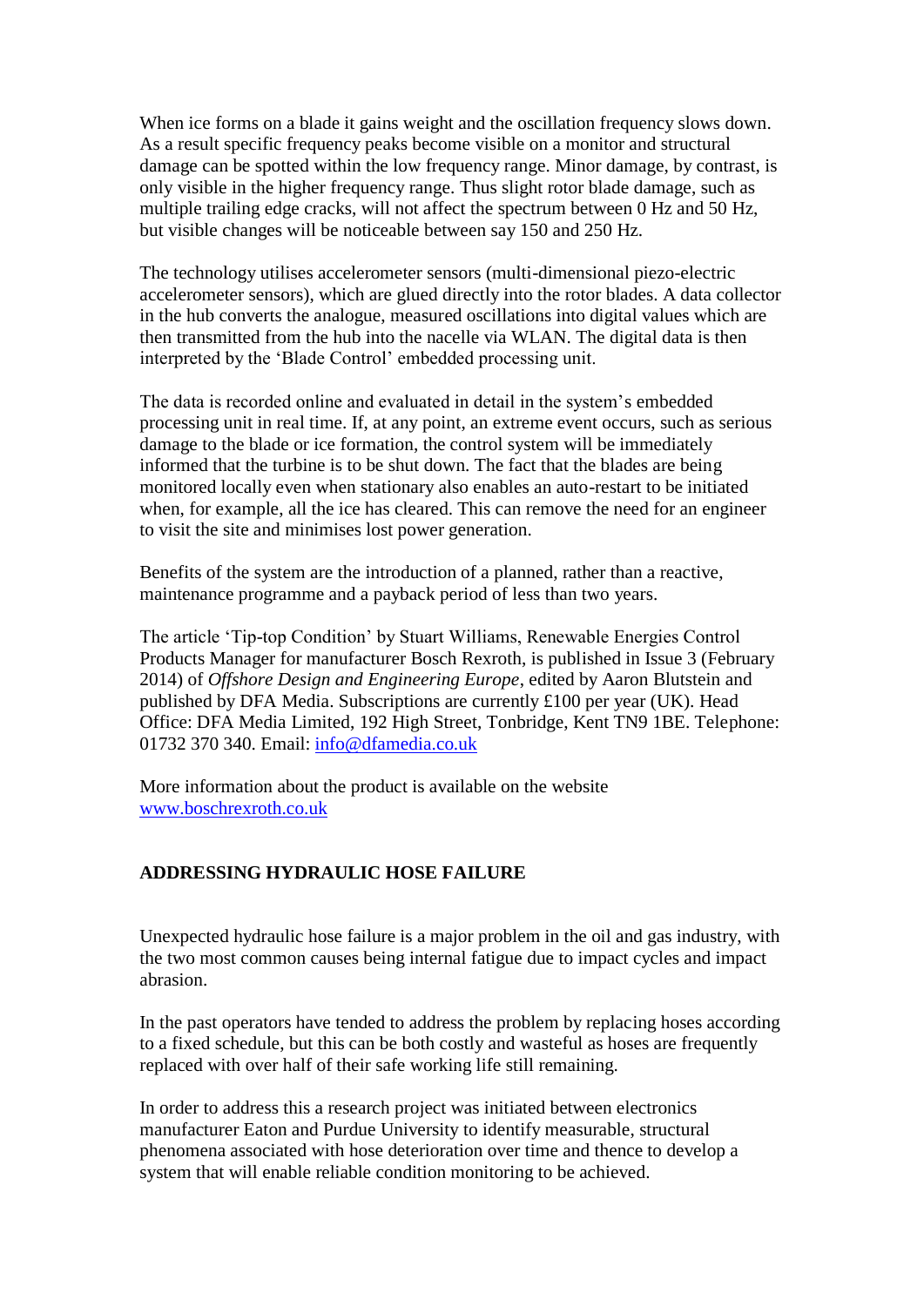When ice forms on a blade it gains weight and the oscillation frequency slows down. As a result specific frequency peaks become visible on a monitor and structural damage can be spotted within the low frequency range. Minor damage, by contrast, is only visible in the higher frequency range. Thus slight rotor blade damage, such as multiple trailing edge cracks, will not affect the spectrum between 0 Hz and 50 Hz, but visible changes will be noticeable between say 150 and 250 Hz.

The technology utilises accelerometer sensors (multi-dimensional piezo-electric accelerometer sensors), which are glued directly into the rotor blades. A data collector in the hub converts the analogue, measured oscillations into digital values which are then transmitted from the hub into the nacelle via WLAN. The digital data is then interpreted by the 'Blade Control' embedded processing unit.

The data is recorded online and evaluated in detail in the system's embedded processing unit in real time. If, at any point, an extreme event occurs, such as serious damage to the blade or ice formation, the control system will be immediately informed that the turbine is to be shut down. The fact that the blades are being monitored locally even when stationary also enables an auto-restart to be initiated when, for example, all the ice has cleared. This can remove the need for an engineer to visit the site and minimises lost power generation.

Benefits of the system are the introduction of a planned, rather than a reactive, maintenance programme and a payback period of less than two years.

The article 'Tip-top Condition' by Stuart Williams, Renewable Energies Control Products Manager for manufacturer Bosch Rexroth, is published in Issue 3 (February 2014) of *Offshore Design and Engineering Europe*, edited by Aaron Blutstein and published by DFA Media. Subscriptions are currently £100 per year (UK). Head Office: DFA Media Limited, 192 High Street, Tonbridge, Kent TN9 1BE. Telephone: 01732 370 340. Email: info@dfamedia.co.uk

More information about the product is available on the website www.boschrexroth.co.uk

## ADDRESSING HYDRAULIC HOSE FAILURE

Unexpected hydraulic hose failure is a major problem in the oil and gas industry, with the two most common causes being internal fatigue due to impact cycles and impact abrasion.

In the past operators have tended to address the problem by replacing hoses according to a fixed schedule, but this can be both costly and wasteful as hoses are frequently replaced with over half of their safe working life still remaining.

In order to address this a research project was initiated between electronics manufacturer Eaton and Purdue University to identify measurable, structural phenomena associated with hose deterioration over time and thence to develop a system that will enable reliable condition monitoring to be achieved.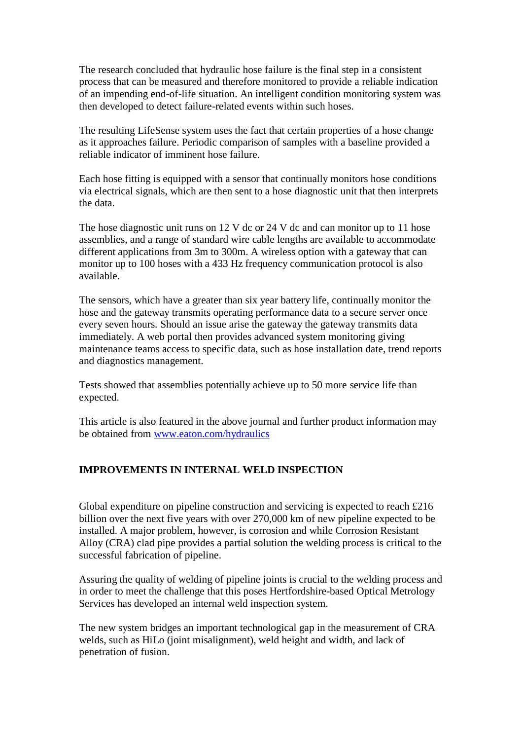The research concluded that hydraulic hose failure is the final step in a consistent process that can be measured and therefore monitored to provide a reliable indication of an impending end-of-life situation. An intelligent condition monitoring system was then developed to detect failure-related events within such hoses.

The resulting LifeSense system uses the fact that certain properties of a hose change as it approaches failure. Periodic comparison of samples with a baseline provided a reliable indicator of imminent hose failure.

Each hose fitting is equipped with a sensor that continually monitors hose conditions via electrical signals, which are then sent to a hose diagnostic unit that then interprets the data.

The hose diagnostic unit runs on 12 V dc or 24 V dc and can monitor up to 11 hose assemblies, and a range of standard wire cable lengths are available to accommodate different applications from 3m to 300m. A wireless option with a gateway that can monitor up to 100 hoses with a 433 Hz frequency communication protocol is also available.

The sensors, which have a greater than six year battery life, continually monitor the hose and the gateway transmits operating performance data to a secure server once every seven hours. Should an issue arise the gateway the gateway transmits data immediately. A web portal then provides advanced system monitoring giving maintenance teams access to specific data, such as hose installation date, trend reports and diagnostics management.

Tests showed that assemblies potentially achieve up to 50 more service life than expected.

This article is also featured in the above journal and further product information may be obtained from [www.eaton.com/hydraulics](www.eaton.com/hydraulics)

## IMPROVEMENTS IN INTERNAL WELD INSPECTION

Global expenditure on pipeline construction and servicing is expected to reach £216 billion over the next five years with over 270,000 km of new pipeline expected to be installed. A major problem, however, is corrosion and while Corrosion Resistant Alloy (CRA) clad pipe provides a partial solution the welding process is critical to the successful fabrication of pipeline.

Assuring the quality of welding of pipeline joints is crucial to the welding process and in order to meet the challenge that this poses Hertfordshire-based Optical Metrology Services has developed an internal weld inspection system.

The new system bridges an important technological gap in the measurement of CRA welds, such as HiLo (joint misalignment), weld height and width, and lack of penetration of fusion.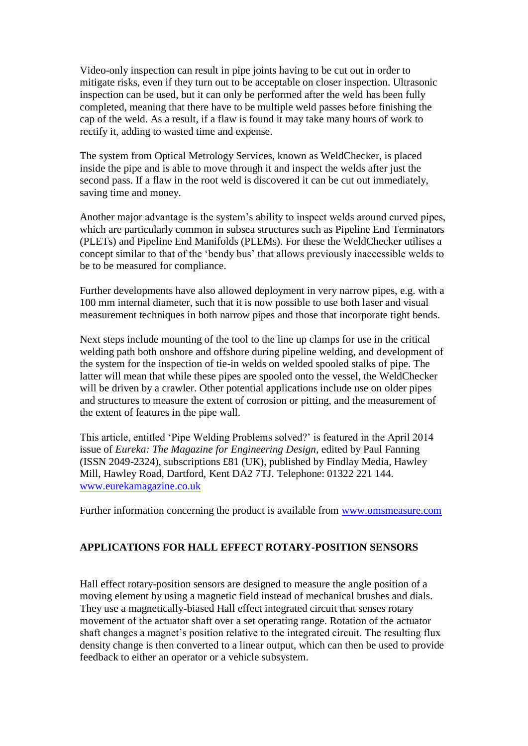Video-only inspection can result in pipe joints having to be cut out in order to mitigate risks, even if they turn out to be acceptable on closer inspection. Ultrasonic inspection can be used, but it can only be performed after the weld has been fully completed, meaning that there have to be multiple weld passes before finishing the cap of the weld. As a result, if a flaw is found it may take many hours of work to rectify it, adding to wasted time and expense.

The system from Optical Metrology Services, known as WeldChecker, is placed inside the pipe and is able to move through it and inspect the welds after just the second pass. If a flaw in the root weld is discovered it can be cut out immediately, saving time and money.

Another major advantage is the system's ability to inspect welds around curved pipes, which are particularly common in subsea structures such as Pipeline End Terminators (PLETs) and Pipeline End Manifolds (PLEMs). For these the WeldChecker utilises a concept similar to that of the 'bendy bus' that allows previously inaccessible welds to be to be measured for compliance.

Further developments have also allowed deployment in very narrow pipes, e.g. with a 100 mm internal diameter, such that it is now possible to use both laser and visual measurement techniques in both narrow pipes and those that incorporate tight bends.

Next steps include mounting of the tool to the line up clamps for use in the critical welding path both onshore and offshore during pipeline welding, and development of the system for the inspection of tie-in welds on welded spooled stalks of pipe. The latter will mean that while these pipes are spooled onto the vessel, the WeldChecker will be driven by a crawler. Other potential applications include use on older pipes and structures to measure the extent of corrosion or pitting, and the measurement of the extent of features in the pipe wall.

This article, entitled 'Pipe Welding Problems solved?' is featured in the April 2014 issue of *Eureka: The Magazine for Engineering Design*, edited by Paul Fanning (ISSN 2049-2324), subscriptions £81 (UK), published by Findlay Media, Hawley Mill, Hawley Road, Dartford, Kent DA2 7TJ. Telephone: 01322 221 144. www.eurekamagazine.co.uk

Further information concerning the product is available from www.omsmeasure.com

## APPLICATIONS FOR HALL EFFECT ROTARY-POSITION SENSORS

Hall effect rotary-position sensors are designed to measure the angle position of a moving element by using a magnetic field instead of mechanical brushes and dials. They use a magnetically-biased Hall effect integrated circuit that senses rotary movement of the actuator shaft over a set operating range. Rotation of the actuator shaft changes a magnet's position relative to the integrated circuit. The resulting flux density change is then converted to a linear output, which can then be used to provide feedback to either an operator or a vehicle subsystem.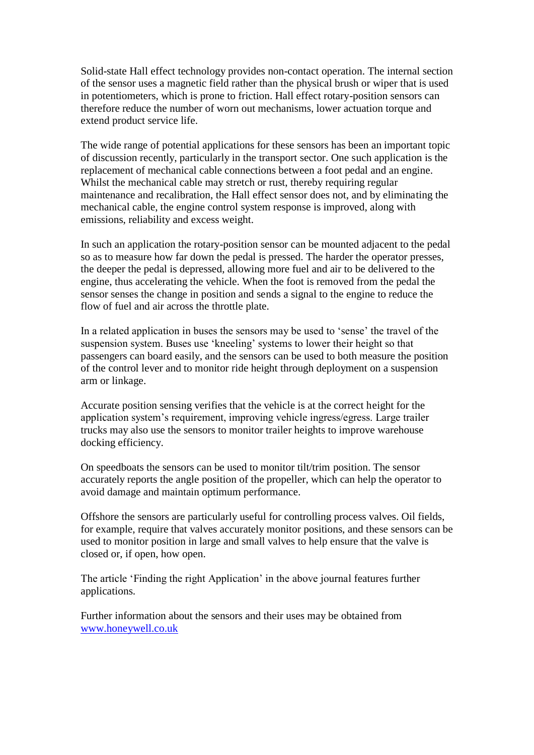Solid-state Hall effect technology provides non-contact operation. The internal section of the sensor uses a magnetic field rather than the physical brush or wiper that is used in potentiometers, which is prone to friction. Hall effect rotary-position sensors can therefore reduce the number of worn out mechanisms, lower actuation torque and extend product service life.

The wide range of potential applications for these sensors has been an important topic of discussion recently, particularly in the transport sector. One such application is the replacement of mechanical cable connections between a foot pedal and an engine. Whilst the mechanical cable may stretch or rust, thereby requiring regular maintenance and recalibration, the Hall effect sensor does not, and by eliminating the mechanical cable, the engine control system response is improved, along with emissions, reliability and excess weight.

In such an application the rotary-position sensor can be mounted adjacent to the pedal so as to measure how far down the pedal is pressed. The harder the operator presses, the deeper the pedal is depressed, allowing more fuel and air to be delivered to the engine, thus accelerating the vehicle. When the foot is removed from the pedal the sensor senses the change in position and sends a signal to the engine to reduce the flow of fuel and air across the throttle plate.

In a related application in buses the sensors may be used to 'sense' the travel of the suspension system. Buses use 'kneeling' systems to lower their height so that passengers can board easily, and the sensors can be used to both measure the position of the control lever and to monitor ride height through deployment on a suspension arm or linkage.

Accurate position sensing verifies that the vehicle is at the correct height for the application system's requirement, improving vehicle ingress/egress. Large trailer trucks may also use the sensors to monitor trailer heights to improve warehouse docking efficiency.

On speedboats the sensors can be used to monitor tilt/trim position. The sensor accurately reports the angle position of the propeller, which can help the operator to avoid damage and maintain optimum performance.

Offshore the sensors are particularly useful for controlling process valves. Oil fields, for example, require that valves accurately monitor positions, and these sensors can be used to monitor position in large and small valves to help ensure that the valve is closed or, if open, how open.

The article 'Finding the right Application' in the above journal features further applications.

Further information about the sensors and their uses may be obtained from [www.honeywell.co.uk](http://www.honeywell.co.uk)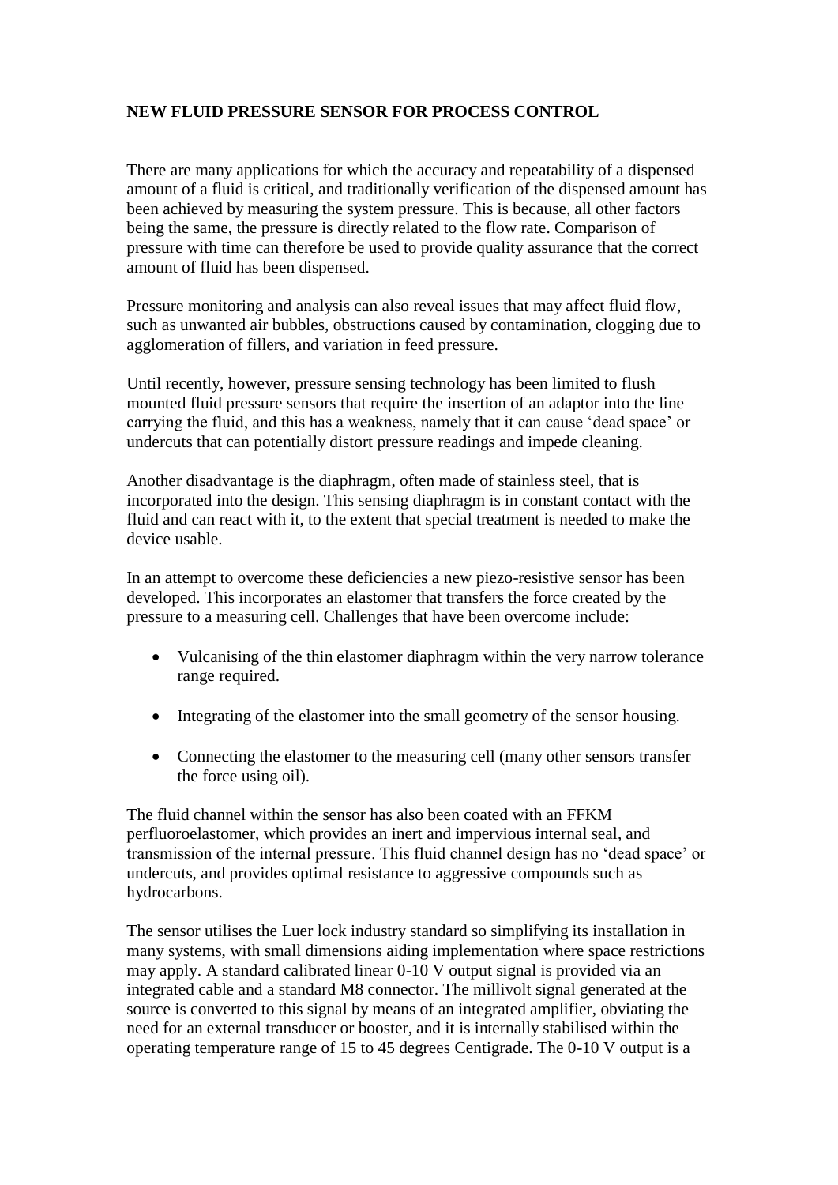**NEW FLUID PRESSURE SENSOR FOR PROCESS CONTROL**

There are many applications for which the accuracy and repeatability of a dispensed amount of a fluid is critical, and traditionally verification of the dispensed amount has been achieved by measuring the system pressure. This is because, all other factors being the same, the pressure is directly related to the flow rate. Comparison of pressure with time can therefore be used to provide quality assurance that the correct amount of fluid has been dispensed.

Pressure monitoring and analysis can also reveal issues that may affect fluid flow, such as unwanted air bubbles, obstructions caused by contamination, clogging due to agglomeration of fillers, and variation in feed pressure.

Until recently, however, pressure sensing technology has been limited to flush mounted fluid pressure sensors that require the insertion of an adaptor into the line carrying the fluid, and this has a weakness, namely that it can cause 'dead space' or undercuts that can potentially distort pressure readings and impede cleaning.

Another disadvantage is the diaphragm, often made of stainless steel, that is incorporated into the design. This sensing diaphragm is in constant contact with the fluid and can react with it, to the extent that special treatment is needed to make the device usable.

In an attempt to overcome these deficiencies a new piezo-resistive sensor has been developed. This incorporates an elastomer that transfers the force created by the pressure to a measuring cell. Challenges that have been overcome include:

- Vulcanising of the thin elastomer diaphragm within the very narrow tolerance range required.
- Integrating of the elastomer into the small geometry of the sensor housing.
- Connecting the elastomer to the measuring cell (many other sensors transfer the force using oil).

The fluid channel within the sensor has also been coated with an FFKM perfluoroelastomer, which provides an inert and impervious internal seal, and transmission of the internal pressure. This fluid channel design has no 'dead space' or undercuts, and provides optimal resistance to aggressive compounds such as hydrocarbons.

The sensor utilises the Luer lock industry standard so simplifying its installation in many systems, with small dimensions aiding implementation where space restrictions may apply. A standard calibrated linear 0-10 V output signal is provided via an integrated cable and a standard M8 connector. The millivolt signal generated at the source is converted to this signal by means of an integrated amplifier, obviating the need for an external transducer or booster, and it is internally stabilised within the operating temperature range of 15 to 45 degrees Centigrade. The 0-10 V output is a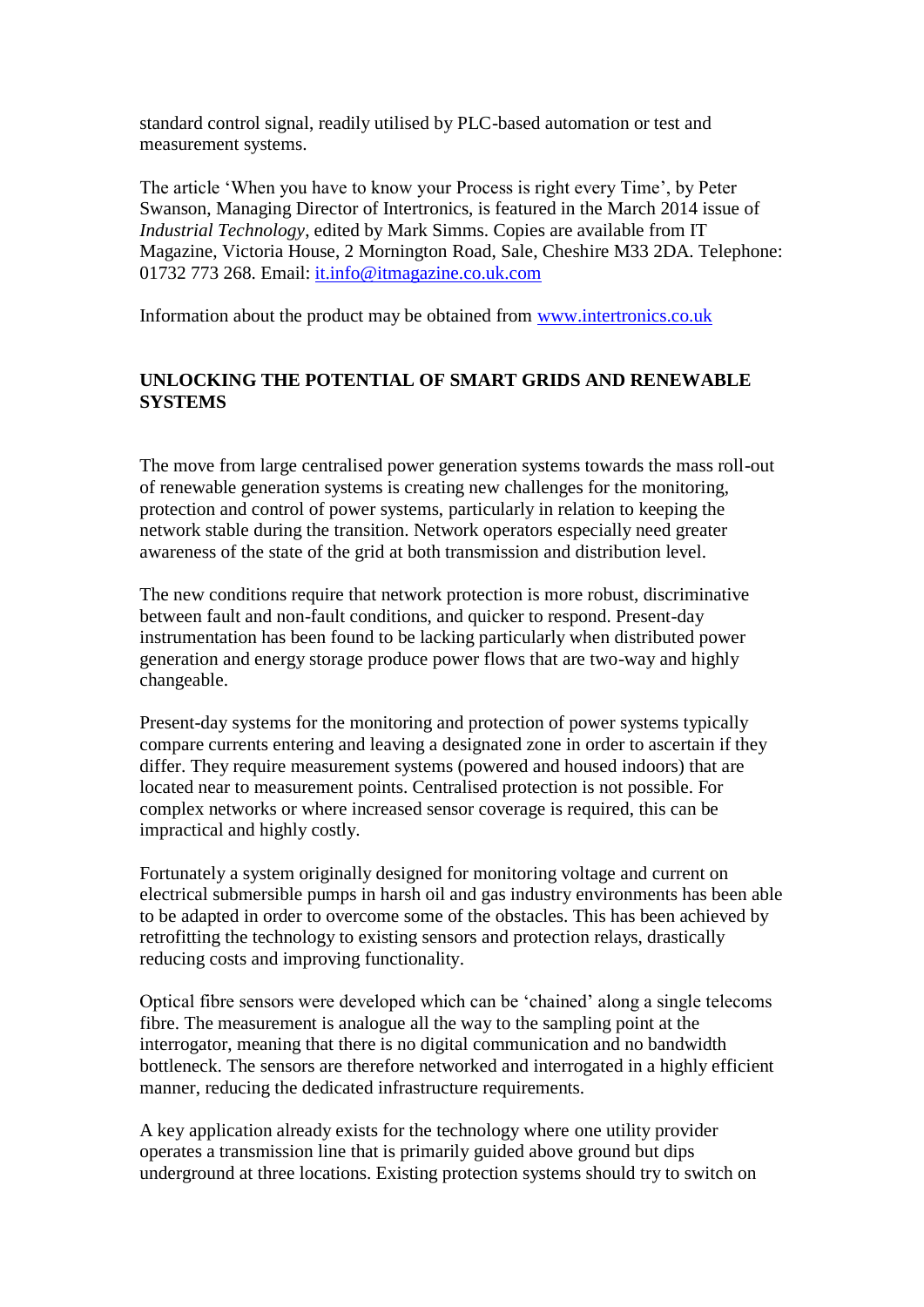standard control signal, readily utilised by PLC-based automation or test and measurement systems.

The article 'When you have to know your Process is right every Time', by Peter Swanson, Managing Director of Intertronics, is featured in the March 2014 issue of *Industrial Technology*, edited by Mark Simms. Copies are available from IT Magazine, Victoria House, 2 Mornington Road, Sale, Cheshire M33 2DA. Telephone: 01732 773 268. Email: it.info@itmagazine.co.uk.com

Information about the product may be obtained from www.intertronics.co.uk

## UNLOCKING THE POTENTIAL OF SMART GRIDS AND RENEWABLE SYSTEMS

The move from large centralised power generation systems towards the mass roll-out of renewable generation systems is creating new challenges for the monitoring, protection and control of power systems, particularly in relation to keeping the network stable during the transition. Network operators especially need greater awareness of the state of the grid at both transmission and distribution level.

The new conditions require that network protection is more robust, discriminative between fault and non-fault conditions, and quicker to respond. Present-day instrumentation has been found to be lacking particularly when distributed power generation and energy storage produce power flows that are two-way and highly changeable.

Present-day systems for the monitoring and protection of power systems typically compare currents entering and leaving a designated zone in order to ascertain if they differ. They require measurement systems (powered and housed indoors) that are located near to measurement points. Centralised protection is not possible. For complex networks or where increased sensor coverage is required, this can be impractical and highly costly.

Fortunately a system originally designed for monitoring voltage and current on electrical submersible pumps in harsh oil and gas industry environments has been able to be adapted in order to overcome some of the obstacles. This has been achieved by retrofitting the technology to existing sensors and protection relays, drastically reducing costs and improving functionality.

Optical fibre sensors were developed which can be 'chained' along a single telecoms fibre. The measurement is analogue all the way to the sampling point at the interrogator, meaning that there is no digital communication and no bandwidth bottleneck. The sensors are therefore networked and interrogated in a highly efficient manner, reducing the dedicated infrastructure requirements.

A key application already exists for the technology where one utility provider operates a transmission line that is primarily guided above ground but dips underground at three locations. Existing protection systems should try to switch on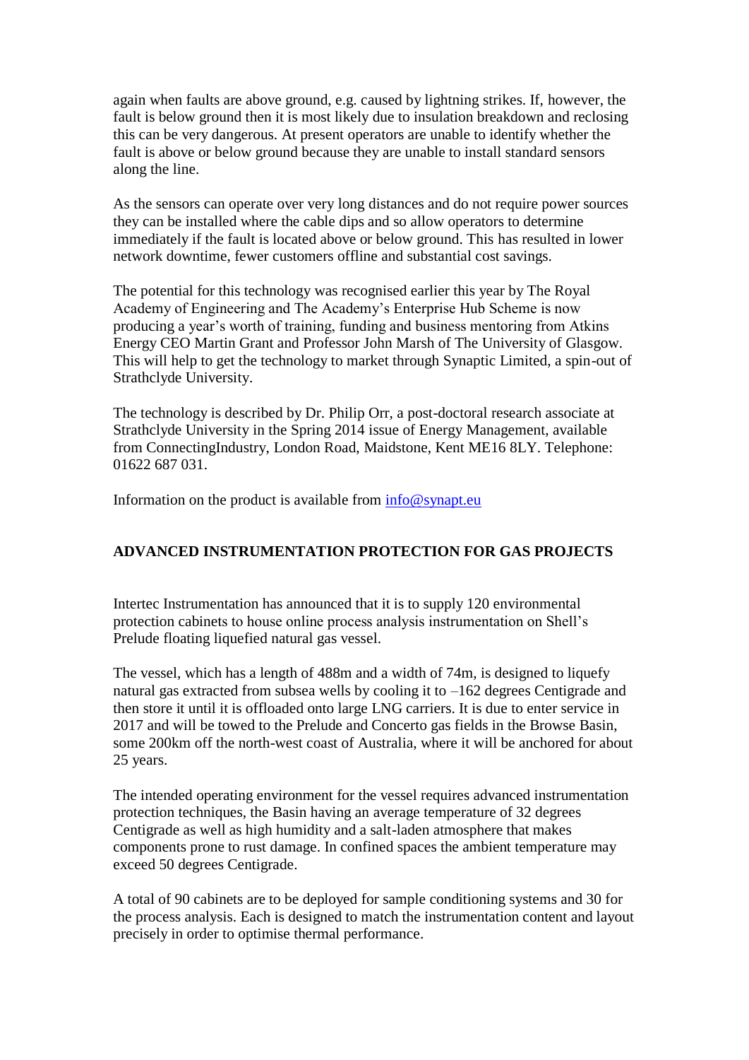again when faults are above ground, e.g. caused by lightning strikes. If, however, the fault is below ground then it is most likely due to insulation breakdown and reclosing this can be very dangerous. At present operators are unable to identify whether the fault is above or below ground because they are unable to install standard sensors along the line.

As the sensors can operate over very long distances and do not require power sources they can be installed where the cable dips and so allow operators to determine immediately if the fault is located above or below ground. This has resulted in lower network downtime, fewer customers offline and substantial cost savings.

The potential for this technology was recognised earlier this year by The Royal Academy of Engineering and The Academy's Enterprise Hub Scheme is now producing a year's worth of training, funding and business mentoring from Atkins Energy CEO Martin Grant and Professor John Marsh of The University of Glasgow. This will help to get the technology to market through Synaptic Limited, a spin-out of Strathclyde University.

The technology is described by Dr. Philip Orr, a post-doctoral research associate at Strathclyde University in the Spring 2014 issue of Energy Management, available from ConnectingIndustry, London Road, Maidstone, Kent ME16 8LY. Telephone: 01622 687 031.

Information on the product is available from [info@synapt.eu](mailto:info@synapt.eu)

## ADVANCED INSTRUMENTATION PROTECTION FOR GAS PROJECTS

Intertec Instrumentation has announced that it is to supply 120 environmental protection cabinets to house online process analysis instrumentation on Shell's Prelude floating liquefied natural gas vessel.

The vessel, which has a length of 488m and a width of 74m, is designed to liquefy natural gas extracted from subsea wells by cooling it to –162 degrees Centigrade and then store it until it is offloaded onto large LNG carriers. It is due to enter service in 2017 and will be towed to the Prelude and Concerto gas fields in the Browse Basin, some 200km off the north-west coast of Australia, where it will be anchored for about 25 years.

The intended operating environment for the vessel requires advanced instrumentation protection techniques, the Basin having an average temperature of 32 degrees Centigrade as well as high humidity and a salt-laden atmosphere that makes components prone to rust damage. In confined spaces the ambient temperature may exceed 50 degrees Centigrade.

A total of 90 cabinets are to be deployed for sample conditioning systems and 30 for the process analysis. Each is designed to match the instrumentation content and layout precisely in order to optimise thermal performance.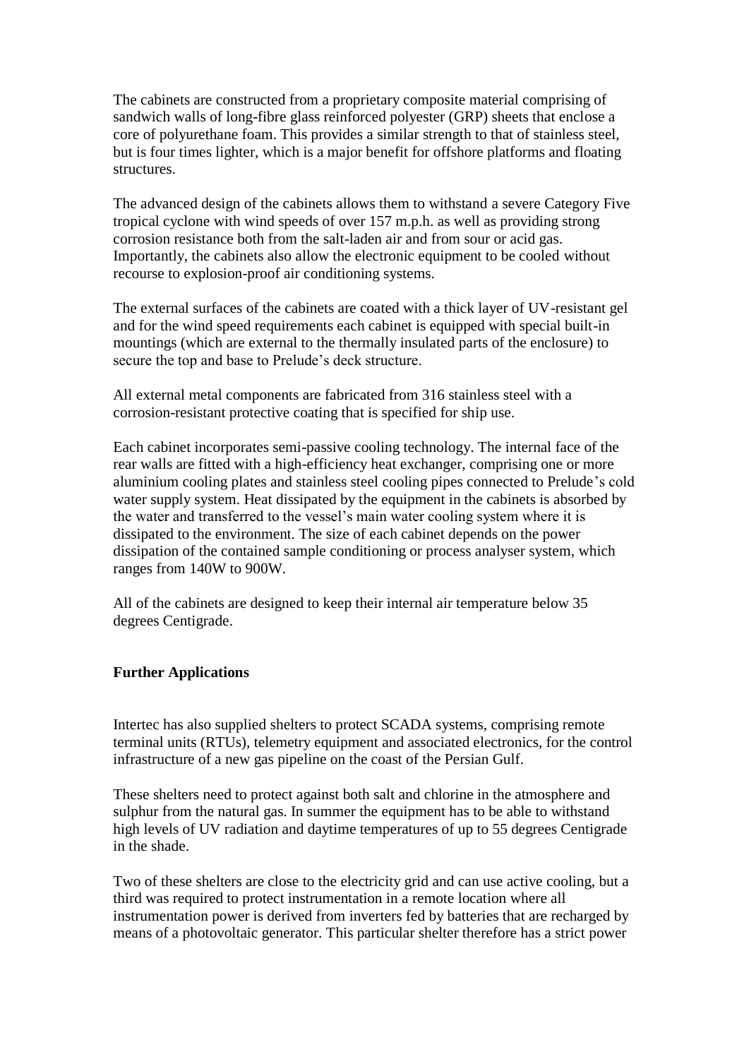The cabinets are constructed from a proprietary composite material comprising of sandwich walls of long-fibre glass reinforced polyester (GRP) sheets that enclose a core of polyurethane foam. This provides a similar strength to that of stainless steel, but is four times lighter, which is a major benefit for offshore platforms and floating structures.

The advanced design of the cabinets allows them to withstand a severe Category Five tropical cyclone with wind speeds of over 157 m.p.h. as well as providing strong corrosion resistance both from the salt-laden air and from sour or acid gas. Importantly, the cabinets also allow the electronic equipment to be cooled without recourse to explosion-proof air conditioning systems.

The external surfaces of the cabinets are coated with a thick layer of UV-resistant gel and for the wind speed requirements each cabinet is equipped with special built-in mountings (which are external to the thermally insulated parts of the enclosure) to secure the top and base to Prelude's deck structure.

All external metal components are fabricated from 316 stainless steel with a corrosion-resistant protective coating that is specified for ship use.

Each cabinet incorporates semi-passive cooling technology. The internal face of the rear walls are fitted with a high-efficiency heat exchanger, comprising one or more aluminium cooling plates and stainless steel cooling pipes connected to Prelude's cold water supply system. Heat dissipated by the equipment in the cabinets is absorbed by the water and transferred to the vessel's main water cooling system where it is dissipated to the environment. The size of each cabinet depends on the power dissipation of the contained sample conditioning or process analyser system, which ranges from 140W to 900W.

All of the cabinets are designed to keep their internal air temperature below 35 degrees Centigrade.

**Further Applications**

Intertec has also supplied shelters to protect SCADA systems, comprising remote terminal units (RTUs), telemetry equipment and associated electronics, for the control infrastructure of a new gas pipeline on the coast of the Persian Gulf.

These shelters need to protect against both salt and chlorine in the atmosphere and sulphur from the natural gas. In summer the equipment has to be able to withstand high levels of UV radiation and daytime temperatures of up to 55 degrees Centigrade in the shade.

Two of these shelters are close to the electricity grid and can use active cooling, but a third was required to protect instrumentation in a remote location where all instrumentation power is derived from inverters fed by batteries that are recharged by means of a photovoltaic generator. This particular shelter therefore has a strict power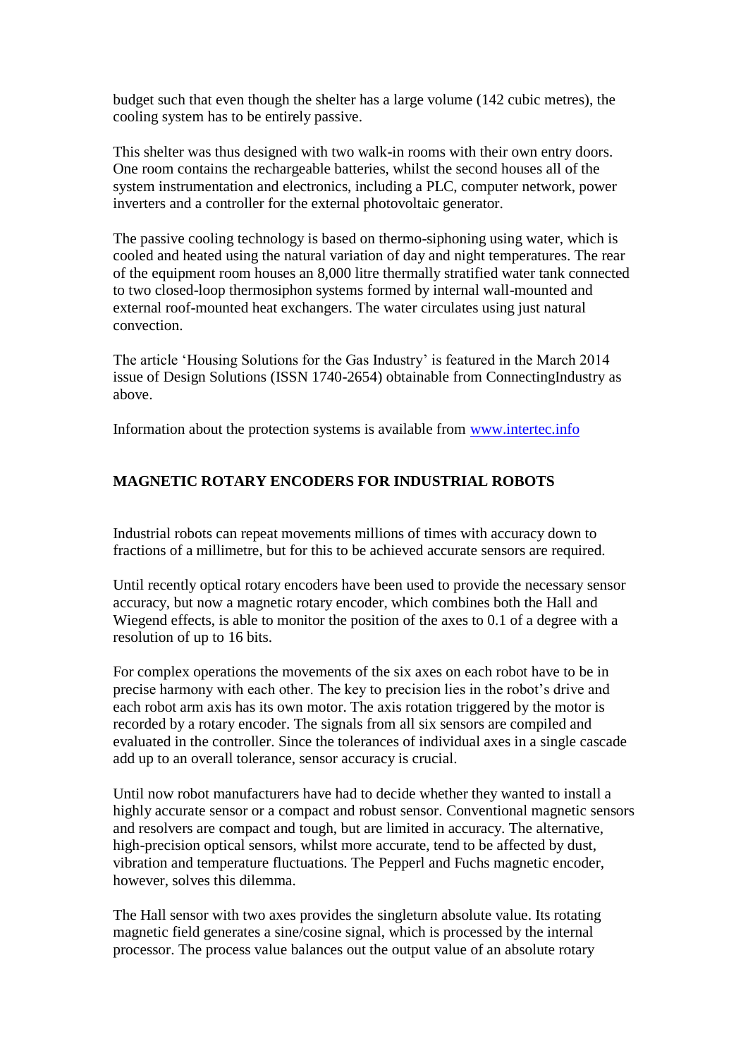budget such that even though the shelter has a large volume (142 cubic metres), the cooling system has to be entirely passive.

This shelter was thus designed with two walk-in rooms with their own entry doors. One room contains the rechargeable batteries, whilst the second houses all of the system instrumentation and electronics, including a PLC, computer network, power inverters and a controller for the external photovoltaic generator.

The passive cooling technology is based on thermo-siphoning using water, which is cooled and heated using the natural variation of day and night temperatures. The rear of the equipment room houses an 8,000 litre thermally stratified water tank connected to two closed-loop thermosiphon systems formed by internal wall-mounted and external roof-mounted heat exchangers. The water circulates using just natural convection.

The article 'Housing Solutions for the Gas Industry' is featured in the March 2014 issue of Design Solutions (ISSN 1740-2654) obtainable from ConnectingIndustry as above.

Information about the protection systems is available from [www.intertec.info](http://www.intertec.info)

## MAGNETIC ROTARY ENCODERS FOR INDUSTRIAL ROBOTS

Industrial robots can repeat movements millions of times with accuracy down to fractions of a millimetre, but for this to be achieved accurate sensors are required.

Until recently optical rotary encoders have been used to provide the necessary sensor accuracy, but now a magnetic rotary encoder, which combines both the Hall and Wiegend effects, is able to monitor the position of the axes to 0.1 of a degree with a resolution of up to 16 bits.

For complex operations the movements of the six axes on each robot have to be in precise harmony with each other. The key to precision lies in the robot's drive and each robot arm axis has its own motor. The axis rotation triggered by the motor is recorded by a rotary encoder. The signals from all six sensors are compiled and evaluated in the controller. Since the tolerances of individual axes in a single cascade add up to an overall tolerance, sensor accuracy is crucial.

Until now robot manufacturers have had to decide whether they wanted to install a highly accurate sensor or a compact and robust sensor. Conventional magnetic sensors and resolvers are compact and tough, but are limited in accuracy. The alternative, high-precision optical sensors, whilst more accurate, tend to be affected by dust, vibration and temperature fluctuations. The Pepperl and Fuchs magnetic encoder, however, solves this dilemma.

The Hall sensor with two axes provides the singleturn absolute value. Its rotating magnetic field generates a sine/cosine signal, which is processed by the internal processor. The process value balances out the output value of an absolute rotary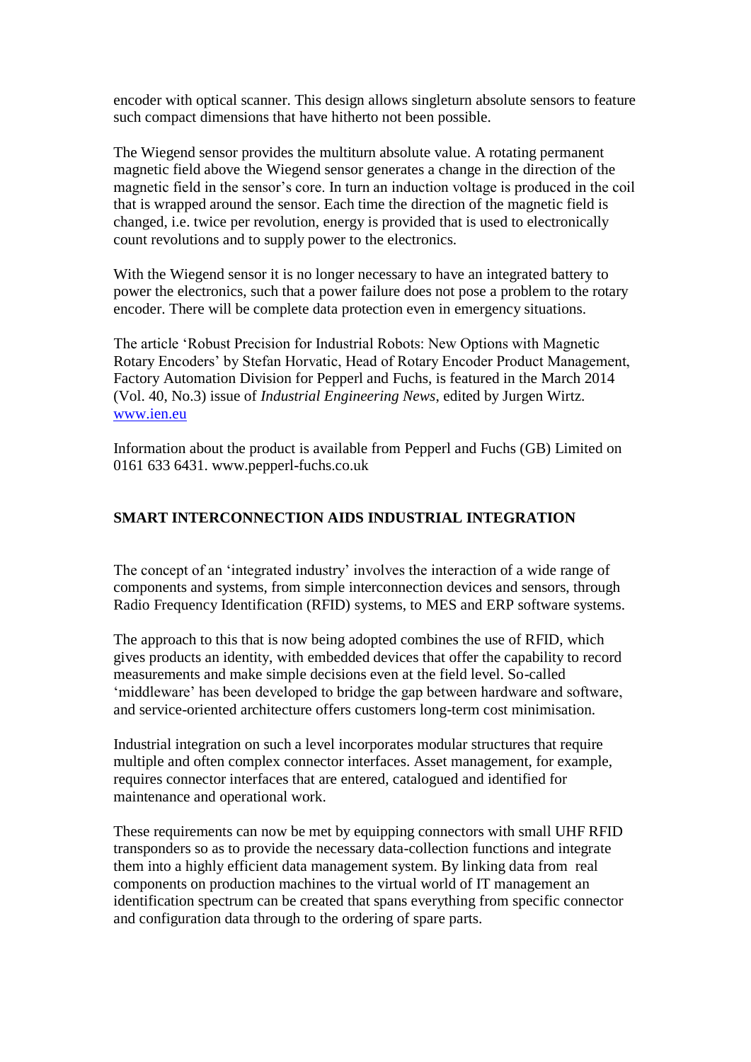encoder with optical scanner. This design allows singleturn absolute sensors to feature such compact dimensions that have hitherto not been possible.

The Wiegend sensor provides the multiturn absolute value. A rotating permanent magnetic field above the Wiegend sensor generates a change in the direction of the magnetic field in the sensor's core. In turn an induction voltage is produced in the coil that is wrapped around the sensor. Each time the direction of the magnetic field is changed, i.e. twice per revolution, energy is provided that is used to electronically count revolutions and to supply power to the electronics.

With the Wiegend sensor it is no longer necessary to have an integrated battery to power the electronics, such that a power failure does not pose a problem to the rotary encoder. There will be complete data protection even in emergency situations.

The article 'Robust Precision for Industrial Robots: New Options with Magnetic Rotary Encoders' by Stefan Horvatic, Head of Rotary Encoder Product Management, Factory Automation Division for Pepperl and Fuchs, is featured in the March 2014 (Vol. 40, No.3) issue of *Industrial Engineering News*, edited by Jurgen Wirtz. www.ien.eu

Information about the product is available from Pepperl and Fuchs (GB) Limited on 0161 633 6431. www.pepperl-fuchs.co.uk

## SMART INTERCONNECTION AIDS INDUSTRIAL INTEGRATION

The concept of an 'integrated industry' involves the interaction of a wide range of components and systems, from simple interconnection devices and sensors, through Radio Frequency Identification (RFID) systems, to MES and ERP software systems.

The approach to this that is now being adopted combines the use of RFID, which gives products an identity, with embedded devices that offer the capability to record measurements and make simple decisions even at the field level. So-called 'middleware' has been developed to bridge the gap between hardware and software, and service-oriented architecture offers customers long-term cost minimisation.

Industrial integration on such a level incorporates modular structures that require multiple and often complex connector interfaces. Asset management, for example, requires connector interfaces that are entered, catalogued and identified for maintenance and operational work.

These requirements can now be met by equipping connectors with small UHF RFID transponders so as to provide the necessary data-collection functions and integrate them into a highly efficient data management system. By linking data from real components on production machines to the virtual world of IT management an identification spectrum can be created that spans everything from specific connector and configuration data through to the ordering of spare parts.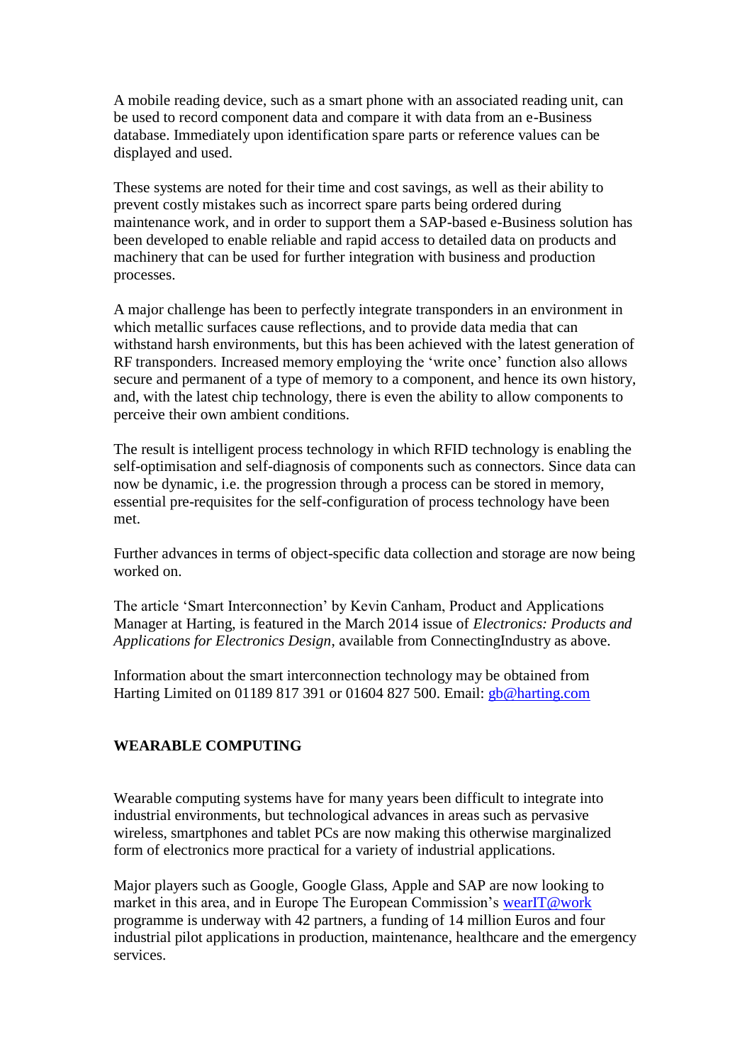A mobile reading device, such as a smart phone with an associated reading unit, can be used to record component data and compare it with data from an e-Business database. Immediately upon identification spare parts or reference values can be displayed and used.

These systems are noted for their time and cost savings, as well as their ability to prevent costly mistakes such as incorrect spare parts being ordered during maintenance work, and in order to support them a SAP-based e-Business solution has been developed to enable reliable and rapid access to detailed data on products and machinery that can be used for further integration with business and production processes.

A major challenge has been to perfectly integrate transponders in an environment in which metallic surfaces cause reflections, and to provide data media that can withstand harsh environments, but this has been achieved with the latest generation of RF transponders. Increased memory employing the 'write once' function also allows secure and permanent of a type of memory to a component, and hence its own history, and, with the latest chip technology, there is even the ability to allow components to perceive their own ambient conditions.

The result is intelligent process technology in which RFID technology is enabling the self-optimisation and self-diagnosis of components such as connectors. Since data can now be dynamic, i.e. the progression through a process can be stored in memory, essential pre-requisites for the self-configuration of process technology have been met.

Further advances in terms of object-specific data collection and storage are now being worked on.

The article 'Smart Interconnection' by Kevin Canham, Product and Applications Manager at Harting, is featured in the March 2014 issue of *Electronics: Products and Applications for Electronics Design*, available from ConnectingIndustry as above.

Information about the smart interconnection technology may be obtained from Harting Limited on 01189 817 391 or 01604 827 500. Email: gb@harting.com

**WEARABLE COMPUTING**

Wearable computing systems have for many years been difficult to integrate into industrial environments, but technological advances in areas such as pervasive wireless, smartphones and tablet PCs are now making this otherwise marginalized form of electronics more practical for a variety of industrial applications.

Major players such as Google, Google Glass, Apple and SAP are now looking to market in this area, and in Europe The European Commission's wearIT@work programme is underway with 42 partners, a funding of 14 million Euros and four industrial pilot applications in production, maintenance, healthcare and the emergency services.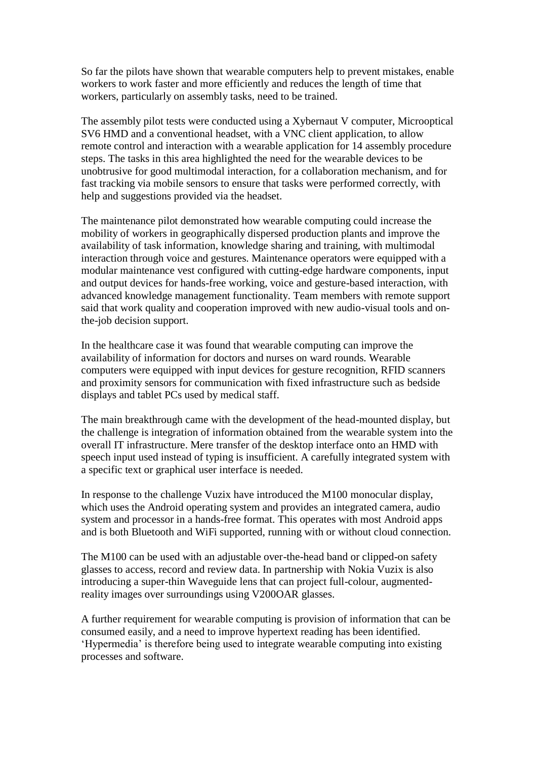So far the pilots have shown that wearable computers help to prevent mistakes, enable workers to work faster and more efficiently and reduces the length of time that workers, particularly on assembly tasks, need to be trained.

The assembly pilot tests were conducted using a Xybernaut V computer, Microoptical SV6 HMD and a conventional headset, with a VNC client application, to allow remote control and interaction with a wearable application for 14 assembly procedure steps. The tasks in this area highlighted the need for the wearable devices to be unobtrusive for good multimodal interaction, for a collaboration mechanism, and for fast tracking via mobile sensors to ensure that tasks were performed correctly, with help and suggestions provided via the headset.

The maintenance pilot demonstrated how wearable computing could increase the mobility of workers in geographically dispersed production plants and improve the availability of task information, knowledge sharing and training, with multimodal interaction through voice and gestures. Maintenance operators were equipped with a modular maintenance vest configured with cutting-edge hardware components, input and output devices for hands-free working, voice and gesture-based interaction, with advanced knowledge management functionality. Team members with remote support said that work quality and cooperation improved with new audio-visual tools and on-the-job decision support.

In the healthcare case it was found that wearable computing can improve the availability of information for doctors and nurses on ward rounds. Wearable computers were equipped with input devices for gesture recognition, RFID scanners and proximity sensors for communication with fixed infrastructure such as bedside displays and tablet PCs used by medical staff.

The main breakthrough came with the development of the head-mounted display, but the challenge is integration of information obtained from the wearable system into the overall IT infrastructure. Mere transfer of the desktop interface onto an HMD with speech input used instead of typing is insufficient. A carefully integrated system with a specific text or graphical user interface is needed.

In response to the challenge Vuzix have introduced the M100 monocular display, which uses the Android operating system and provides an integrated camera, audio system and processor in a hands-free format. This operates with most Android apps and is both Bluetooth and WiFi supported, running with or without cloud connection.

The M100 can be used with an adjustable over-the-head band or clipped-on safety glasses to access, record and review data. In partnership with Nokia Vuzix is also introducing a super-thin Waveguide lens that can project full-colour, augmented-reality images over surroundings using V200OAR glasses.

A further requirement for wearable computing is provision of information that can be consumed easily, and a need to improve hypertext reading has been identified. 'Hypermedia' is therefore being used to integrate wearable computing into existing processes and software.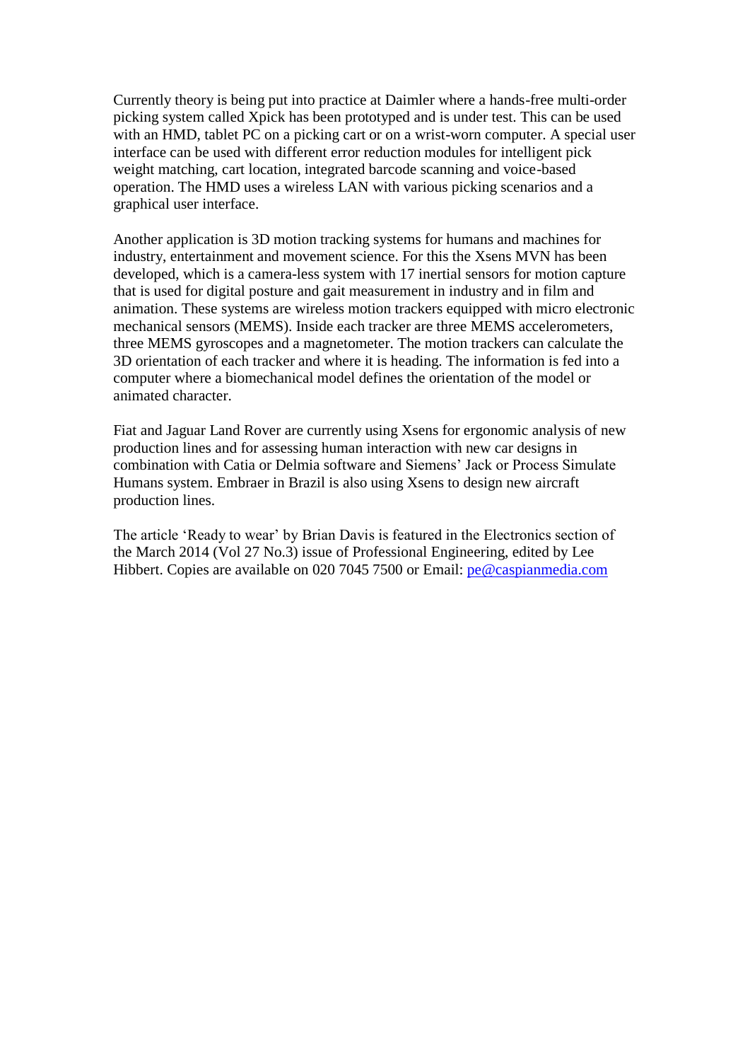Currently theory is being put into practice at Daimler where a hands-free multi-order picking system called Xpick has been prototyped and is under test. This can be used with an HMD, tablet PC on a picking cart or on a wrist-worn computer. A special user interface can be used with different error reduction modules for intelligent pick weight matching, cart location, integrated barcode scanning and voice-based operation. The HMD uses a wireless LAN with various picking scenarios and a graphical user interface.

Another application is 3D motion tracking systems for humans and machines for industry, entertainment and movement science. For this the Xsens MVN has been developed, which is a camera-less system with 17 inertial sensors for motion capture that is used for digital posture and gait measurement in industry and in film and animation. These systems are wireless motion trackers equipped with micro electronic mechanical sensors (MEMS). Inside each tracker are three MEMS accelerometers, three MEMS gyroscopes and a magnetometer. The motion trackers can calculate the 3D orientation of each tracker and where it is heading. The information is fed into a computer where a biomechanical model defines the orientation of the model or animated character.

Fiat and Jaguar Land Rover are currently using Xsens for ergonomic analysis of new production lines and for assessing human interaction with new car designs in combination with Catia or Delmia software and Siemens' Jack or Process Simulate Humans system. Embraer in Brazil is also using Xsens to design new aircraft production lines.

The article 'Ready to wear' by Brian Davis is featured in the Electronics section of the March 2014 (Vol 27 No.3) issue of Professional Engineering, edited by Lee Hibbert. Copies are available on 020 7045 7500 or Email: pe@caspianmedia.com